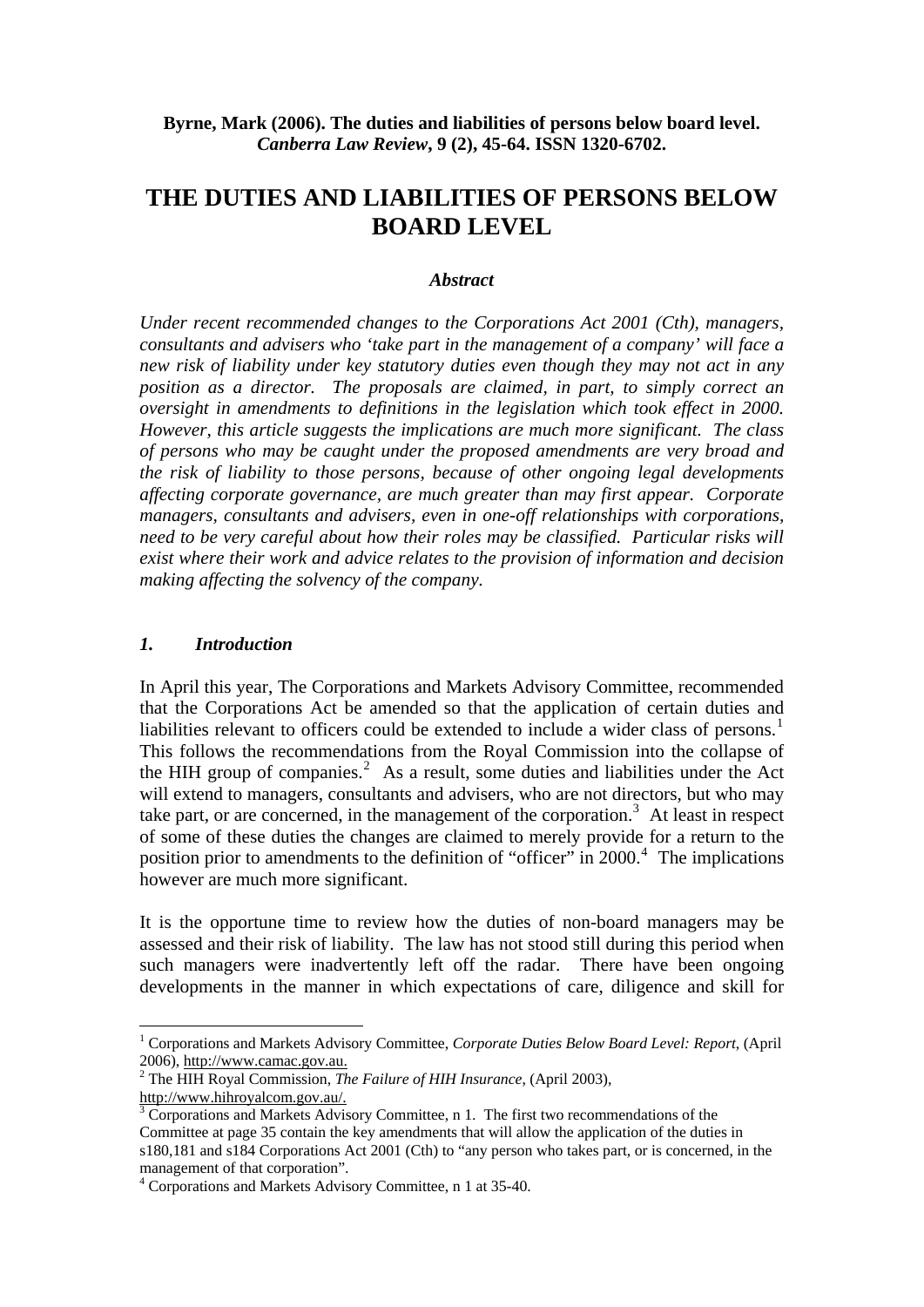**Byrne, Mark (2006). The duties and liabilities of persons below board level. *Canberra Law Review*, 9 (2), 45-64. ISSN 1320-6702.**

# THE DUTIES AND LIABILITIES OF PERSONS BELOW BOARD LEVEL

***Abstract***

*Under recent recommended changes to the Corporations Act 2001 (Cth), managers, consultants and advisers who 'take part in the management of a company' will face a new risk of liability under key statutory duties even though they may not act in any position as a director. The proposals are claimed, in part, to simply correct an oversight in amendments to definitions in the legislation which took effect in 2000. However, this article suggests the implications are much more significant. The class of persons who may be caught under the proposed amendments are very broad and the risk of liability to those persons, because of other ongoing legal developments affecting corporate governance, are much greater than may first appear. Corporate managers, consultants and advisers, even in one-off relationships with corporations, need to be very careful about how their roles may be classified. Particular risks will exist where their work and advice relates to the provision of information and decision making affecting the solvency of the company.*

## *1. Introduction*

In April this year, The Corporations and Markets Advisory Committee, recommended that the Corporations Act be amended so that the application of certain duties and liabilities relevant to officers could be extended to include a wider class of persons.[1] This follows the recommendations from the Royal Commission into the collapse of the HIH group of companies.[2] As a result, some duties and liabilities under the Act will extend to managers, consultants and advisers, who are not directors, but who may take part, or are concerned, in the management of the corporation.[3] At least in respect of some of these duties the changes are claimed to merely provide for a return to the position prior to amendments to the definition of "officer" in 2000.[4] The implications however are much more significant.

It is the opportune time to review how the duties of non-board managers may be assessed and their risk of liability. The law has not stood still during this period when such managers were inadvertently left off the radar. There have been ongoing developments in the manner in which expectations of care, diligence and skill for

---

[1] Corporations and Markets Advisory Committee, *Corporate Duties Below Board Level: Report*, (April 2006), http://www.camac.gov.au.

[2] The HIH Royal Commission, *The Failure of HIH Insurance*, (April 2003), http://www.hihroyalcom.gov.au/.

[3] Corporations and Markets Advisory Committee, n 1. The first two recommendations of the Committee at page 35 contain the key amendments that will allow the application of the duties in s180,181 and s184 Corporations Act 2001 (Cth) to "any person who takes part, or is concerned, in the management of that corporation".

[4] Corporations and Markets Advisory Committee, n 1 at 35-40.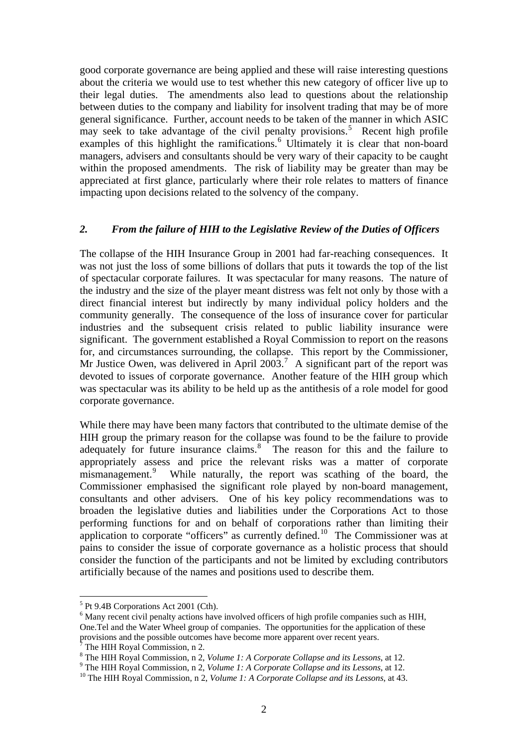good corporate governance are being applied and these will raise interesting questions about the criteria we would use to test whether this new category of officer live up to their legal duties. The amendments also lead to questions about the relationship between duties to the company and liability for insolvent trading that may be of more general significance. Further, account needs to be taken of the manner in which ASIC may seek to take advantage of the civil penalty provisions.[5] Recent high profile examples of this highlight the ramifications.[6] Ultimately it is clear that non-board managers, advisers and consultants should be very wary of their capacity to be caught within the proposed amendments. The risk of liability may be greater than may be appreciated at first glance, particularly where their role relates to matters of finance impacting upon decisions related to the solvency of the company.

## *2. From the failure of HIH to the Legislative Review of the Duties of Officers*

The collapse of the HIH Insurance Group in 2001 had far-reaching consequences. It was not just the loss of some billions of dollars that puts it towards the top of the list of spectacular corporate failures. It was spectacular for many reasons. The nature of the industry and the size of the player meant distress was felt not only by those with a direct financial interest but indirectly by many individual policy holders and the community generally. The consequence of the loss of insurance cover for particular industries and the subsequent crisis related to public liability insurance were significant. The government established a Royal Commission to report on the reasons for, and circumstances surrounding, the collapse. This report by the Commissioner, Mr Justice Owen, was delivered in April 2003.[7] A significant part of the report was devoted to issues of corporate governance. Another feature of the HIH group which was spectacular was its ability to be held up as the antithesis of a role model for good corporate governance.

While there may have been many factors that contributed to the ultimate demise of the HIH group the primary reason for the collapse was found to be the failure to provide adequately for future insurance claims.[8] The reason for this and the failure to appropriately assess and price the relevant risks was a matter of corporate mismanagement.[9] While naturally, the report was scathing of the board, the Commissioner emphasised the significant role played by non-board management, consultants and other advisers. One of his key policy recommendations was to broaden the legislative duties and liabilities under the Corporations Act to those performing functions for and on behalf of corporations rather than limiting their application to corporate "officers" as currently defined.[10] The Commissioner was at pains to consider the issue of corporate governance as a holistic process that should consider the function of the participants and not be limited by excluding contributors artificially because of the names and positions used to describe them.

---

[5] Pt 9.4B Corporations Act 2001 (Cth).

[6] Many recent civil penalty actions have involved officers of high profile companies such as HIH, One.Tel and the Water Wheel group of companies. The opportunities for the application of these provisions and the possible outcomes have become more apparent over recent years.

[7] The HIH Royal Commission, n 2.

[8] The HIH Royal Commission, n 2, *Volume 1: A Corporate Collapse and its Lessons*, at 12.

[9] The HIH Royal Commission, n 2, *Volume 1: A Corporate Collapse and its Lessons*, at 12.

[10] The HIH Royal Commission, n 2, *Volume 1: A Corporate Collapse and its Lessons*, at 43.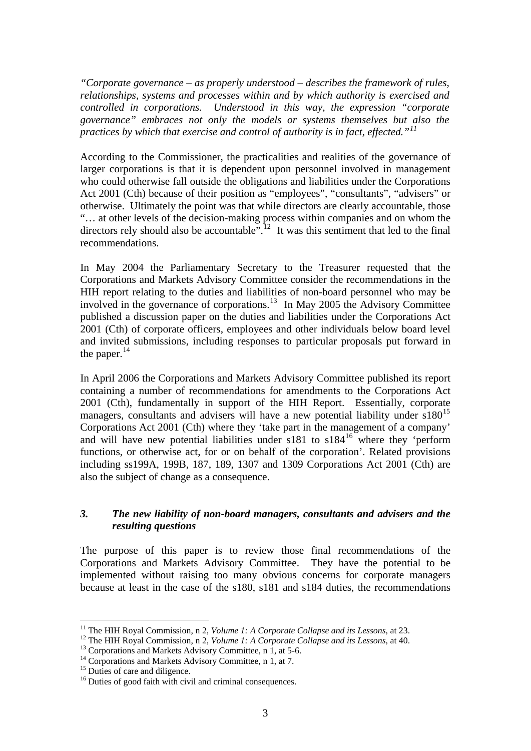*"Corporate governance – as properly understood – describes the framework of rules, relationships, systems and processes within and by which authority is exercised and controlled in corporations. Understood in this way, the expression "corporate governance" embraces not only the models or systems themselves but also the practices by which that exercise and control of authority is in fact, effected."*[11]

According to the Commissioner, the practicalities and realities of the governance of larger corporations is that it is dependent upon personnel involved in management who could otherwise fall outside the obligations and liabilities under the Corporations Act 2001 (Cth) because of their position as "employees", "consultants", "advisers" or otherwise. Ultimately the point was that while directors are clearly accountable, those "… at other levels of the decision-making process within companies and on whom the directors rely should also be accountable".[12] It was this sentiment that led to the final recommendations.

In May 2004 the Parliamentary Secretary to the Treasurer requested that the Corporations and Markets Advisory Committee consider the recommendations in the HIH report relating to the duties and liabilities of non-board personnel who may be involved in the governance of corporations.[13] In May 2005 the Advisory Committee published a discussion paper on the duties and liabilities under the Corporations Act 2001 (Cth) of corporate officers, employees and other individuals below board level and invited submissions, including responses to particular proposals put forward in the paper.[14]

In April 2006 the Corporations and Markets Advisory Committee published its report containing a number of recommendations for amendments to the Corporations Act 2001 (Cth), fundamentally in support of the HIH Report. Essentially, corporate managers, consultants and advisers will have a new potential liability under s180[15] Corporations Act 2001 (Cth) where they 'take part in the management of a company' and will have new potential liabilities under s181 to s184[16] where they 'perform functions, or otherwise act, for or on behalf of the corporation'. Related provisions including ss199A, 199B, 187, 189, 1307 and 1309 Corporations Act 2001 (Cth) are also the subject of change as a consequence.

### *3. The new liability of non-board managers, consultants and advisers and the resulting questions*

The purpose of this paper is to review those final recommendations of the Corporations and Markets Advisory Committee. They have the potential to be implemented without raising too many obvious concerns for corporate managers because at least in the case of the s180, s181 and s184 duties, the recommendations

---

[11] The HIH Royal Commission, n 2, *Volume 1: A Corporate Collapse and its Lessons*, at 23.

[12] The HIH Royal Commission, n 2, *Volume 1: A Corporate Collapse and its Lessons*, at 40.

[13] Corporations and Markets Advisory Committee, n 1, at 5-6.

[14] Corporations and Markets Advisory Committee, n 1, at 7.

[15] Duties of care and diligence.

[16] Duties of good faith with civil and criminal consequences.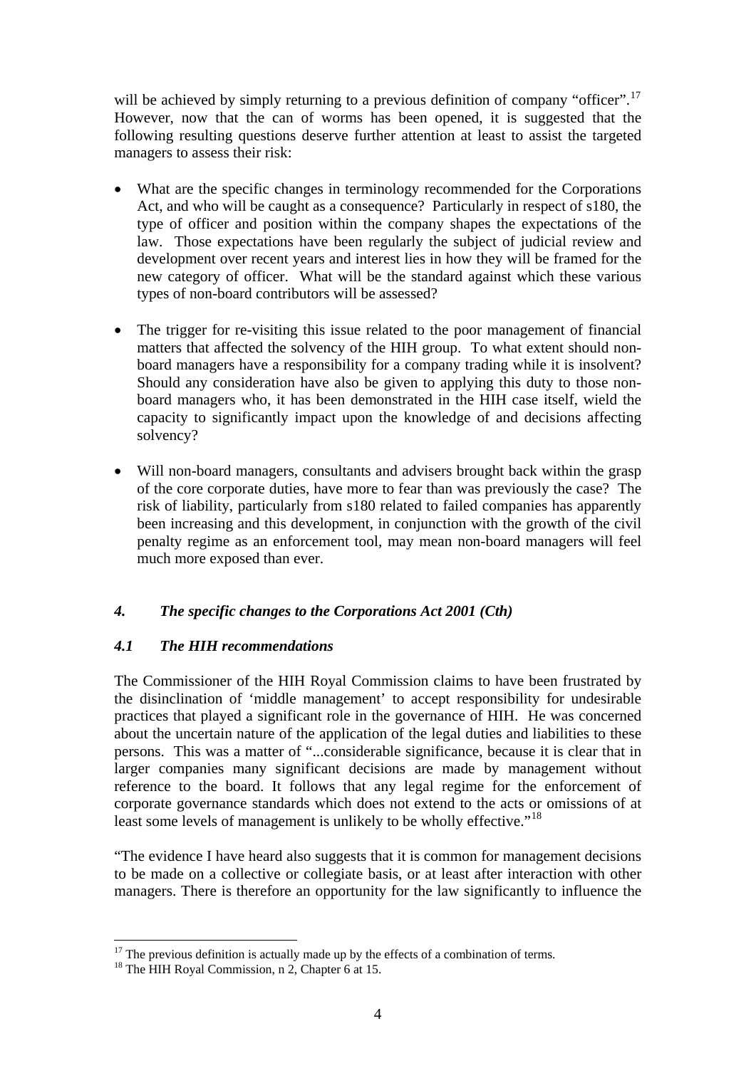will be achieved by simply returning to a previous definition of company "officer".[17] However, now that the can of worms has been opened, it is suggested that the following resulting questions deserve further attention at least to assist the targeted managers to assess their risk:

- What are the specific changes in terminology recommended for the Corporations Act, and who will be caught as a consequence? Particularly in respect of s180, the type of officer and position within the company shapes the expectations of the law. Those expectations have been regularly the subject of judicial review and development over recent years and interest lies in how they will be framed for the new category of officer. What will be the standard against which these various types of non-board contributors will be assessed?

- The trigger for re-visiting this issue related to the poor management of financial matters that affected the solvency of the HIH group. To what extent should non-board managers have a responsibility for a company trading while it is insolvent? Should any consideration have also be given to applying this duty to those non-board managers who, it has been demonstrated in the HIH case itself, wield the capacity to significantly impact upon the knowledge of and decisions affecting solvency?

- Will non-board managers, consultants and advisers brought back within the grasp of the core corporate duties, have more to fear than was previously the case? The risk of liability, particularly from s180 related to failed companies has apparently been increasing and this development, in conjunction with the growth of the civil penalty regime as an enforcement tool, may mean non-board managers will feel much more exposed than ever.

### *4. The specific changes to the Corporations Act 2001 (Cth)*

#### *4.1 The HIH recommendations*

The Commissioner of the HIH Royal Commission claims to have been frustrated by the disinclination of 'middle management' to accept responsibility for undesirable practices that played a significant role in the governance of HIH. He was concerned about the uncertain nature of the application of the legal duties and liabilities to these persons. This was a matter of "...considerable significance, because it is clear that in larger companies many significant decisions are made by management without reference to the board. It follows that any legal regime for the enforcement of corporate governance standards which does not extend to the acts or omissions of at least some levels of management is unlikely to be wholly effective."[18]

"The evidence I have heard also suggests that it is common for management decisions to be made on a collective or collegiate basis, or at least after interaction with other managers. There is therefore an opportunity for the law significantly to influence the

---

[17] The previous definition is actually made up by the effects of a combination of terms.

[18] The HIH Royal Commission, n 2, Chapter 6 at 15.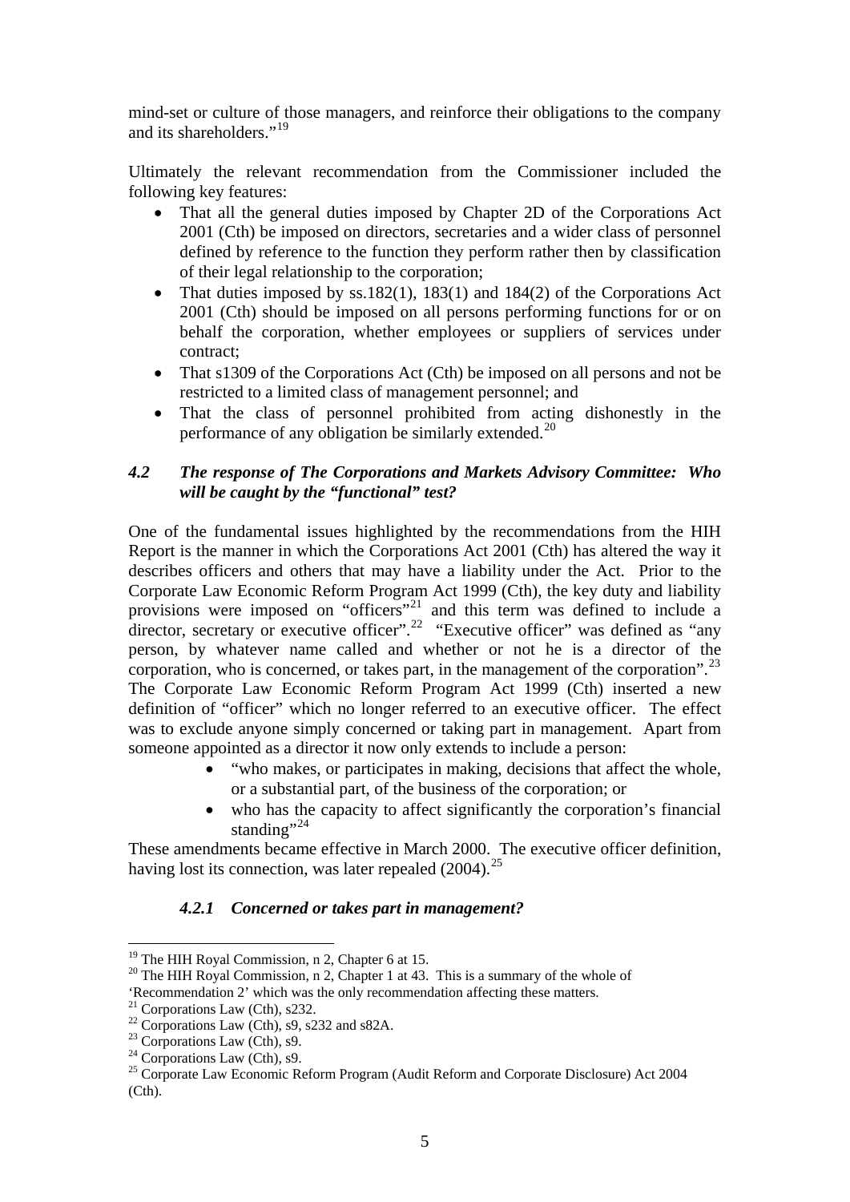mind-set or culture of those managers, and reinforce their obligations to the company and its shareholders."[19]

Ultimately the relevant recommendation from the Commissioner included the following key features:

- That all the general duties imposed by Chapter 2D of the Corporations Act 2001 (Cth) be imposed on directors, secretaries and a wider class of personnel defined by reference to the function they perform rather then by classification of their legal relationship to the corporation;
- That duties imposed by ss.182(1), 183(1) and 184(2) of the Corporations Act 2001 (Cth) should be imposed on all persons performing functions for or on behalf the corporation, whether employees or suppliers of services under contract;
- That s1309 of the Corporations Act (Cth) be imposed on all persons and not be restricted to a limited class of management personnel; and
- That the class of personnel prohibited from acting dishonestly in the performance of any obligation be similarly extended.[20]

### *4.2 The response of The Corporations and Markets Advisory Committee: Who will be caught by the "functional" test?*

One of the fundamental issues highlighted by the recommendations from the HIH Report is the manner in which the Corporations Act 2001 (Cth) has altered the way it describes officers and others that may have a liability under the Act. Prior to the Corporate Law Economic Reform Program Act 1999 (Cth), the key duty and liability provisions were imposed on "officers"[21] and this term was defined to include a director, secretary or executive officer".[22] "Executive officer" was defined as "any person, by whatever name called and whether or not he is a director of the corporation, who is concerned, or takes part, in the management of the corporation".[23] The Corporate Law Economic Reform Program Act 1999 (Cth) inserted a new definition of "officer" which no longer referred to an executive officer. The effect was to exclude anyone simply concerned or taking part in management. Apart from someone appointed as a director it now only extends to include a person:

- "who makes, or participates in making, decisions that affect the whole, or a substantial part, of the business of the corporation; or
- who has the capacity to affect significantly the corporation's financial standing"[24]

These amendments became effective in March 2000. The executive officer definition, having lost its connection, was later repealed (2004).[25]

#### *4.2.1 Concerned or takes part in management?*

---

[19] The HIH Royal Commission, n 2, Chapter 6 at 15.

[20] The HIH Royal Commission, n 2, Chapter 1 at 43. This is a summary of the whole of 'Recommendation 2' which was the only recommendation affecting these matters.

[21] Corporations Law (Cth), s232.

[22] Corporations Law (Cth), s9, s232 and s82A.

[23] Corporations Law (Cth), s9.

[24] Corporations Law (Cth), s9.

[25] Corporate Law Economic Reform Program (Audit Reform and Corporate Disclosure) Act 2004 (Cth).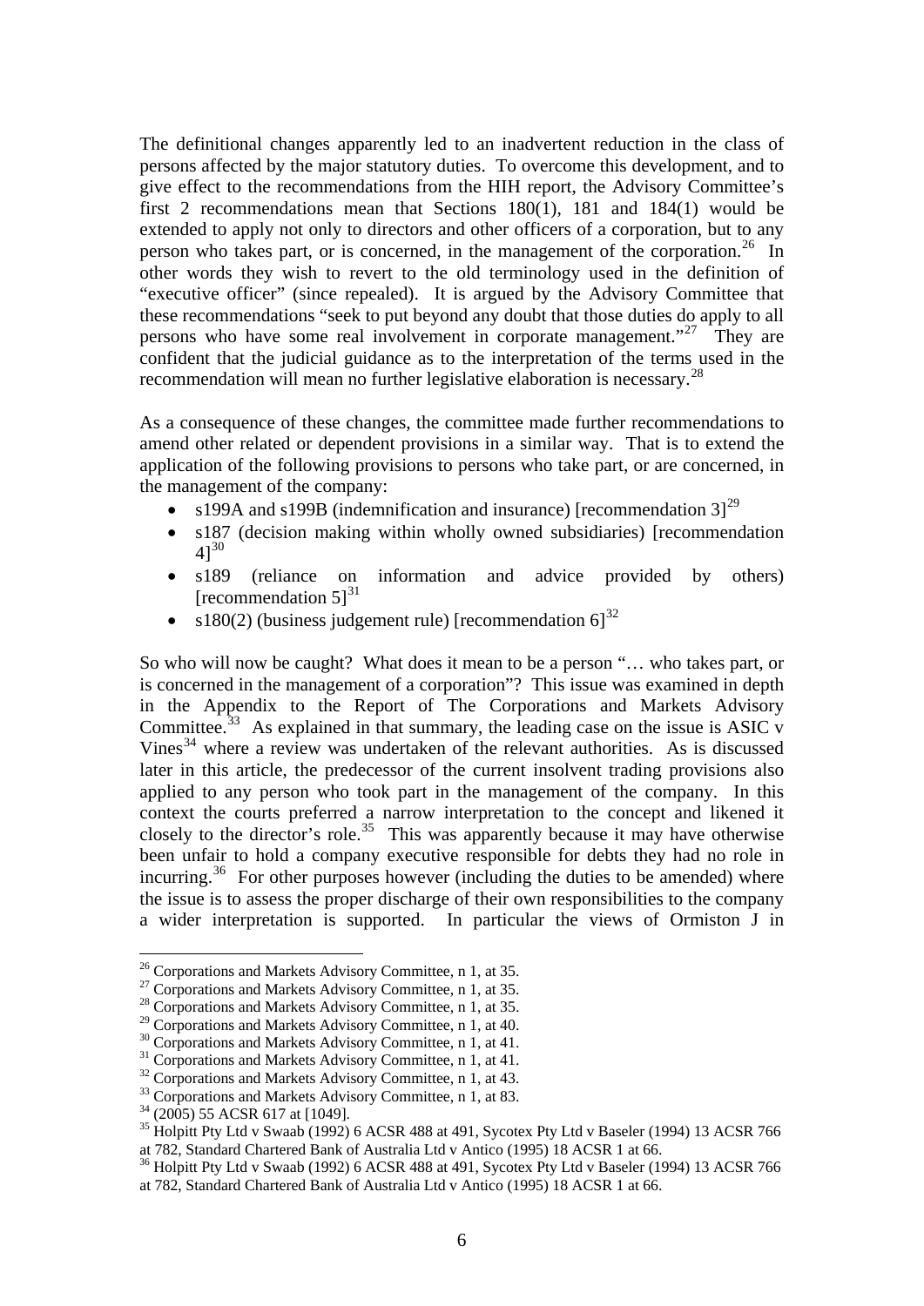The definitional changes apparently led to an inadvertent reduction in the class of persons affected by the major statutory duties. To overcome this development, and to give effect to the recommendations from the HIH report, the Advisory Committee's first 2 recommendations mean that Sections 180(1), 181 and 184(1) would be extended to apply not only to directors and other officers of a corporation, but to any person who takes part, or is concerned, in the management of the corporation.[26] In other words they wish to revert to the old terminology used in the definition of "executive officer" (since repealed). It is argued by the Advisory Committee that these recommendations "seek to put beyond any doubt that those duties do apply to all persons who have some real involvement in corporate management."[27] They are confident that the judicial guidance as to the interpretation of the terms used in the recommendation will mean no further legislative elaboration is necessary.[28]

As a consequence of these changes, the committee made further recommendations to amend other related or dependent provisions in a similar way. That is to extend the application of the following provisions to persons who take part, or are concerned, in the management of the company:

- s199A and s199B (indemnification and insurance) [recommendation 3][29]
- s187 (decision making within wholly owned subsidiaries) [recommendation 4][30]
- s189 (reliance on information and advice provided by others) [recommendation 5][31]
- s180(2) (business judgement rule) [recommendation 6][32]

So who will now be caught? What does it mean to be a person "… who takes part, or is concerned in the management of a corporation"? This issue was examined in depth in the Appendix to the Report of The Corporations and Markets Advisory Committee.[33] As explained in that summary, the leading case on the issue is ASIC v Vines[34] where a review was undertaken of the relevant authorities. As is discussed later in this article, the predecessor of the current insolvent trading provisions also applied to any person who took part in the management of the company. In this context the courts preferred a narrow interpretation to the concept and likened it closely to the director's role.[35] This was apparently because it may have otherwise been unfair to hold a company executive responsible for debts they had no role in incurring.[36] For other purposes however (including the duties to be amended) where the issue is to assess the proper discharge of their own responsibilities to the company a wider interpretation is supported. In particular the views of Ormiston J in

---

[26] Corporations and Markets Advisory Committee, n 1, at 35.
[27] Corporations and Markets Advisory Committee, n 1, at 35.
[28] Corporations and Markets Advisory Committee, n 1, at 35.
[29] Corporations and Markets Advisory Committee, n 1, at 40.
[30] Corporations and Markets Advisory Committee, n 1, at 41.
[31] Corporations and Markets Advisory Committee, n 1, at 41.
[32] Corporations and Markets Advisory Committee, n 1, at 43.
[33] Corporations and Markets Advisory Committee, n 1, at 83.
[34] (2005) 55 ACSR 617 at [1049].
[35] Holpitt Pty Ltd v Swaab (1992) 6 ACSR 488 at 491, Sycotex Pty Ltd v Baseler (1994) 13 ACSR 766 at 782, Standard Chartered Bank of Australia Ltd v Antico (1995) 18 ACSR 1 at 66.
[36] Holpitt Pty Ltd v Swaab (1992) 6 ACSR 488 at 491, Sycotex Pty Ltd v Baseler (1994) 13 ACSR 766 at 782, Standard Chartered Bank of Australia Ltd v Antico (1995) 18 ACSR 1 at 66.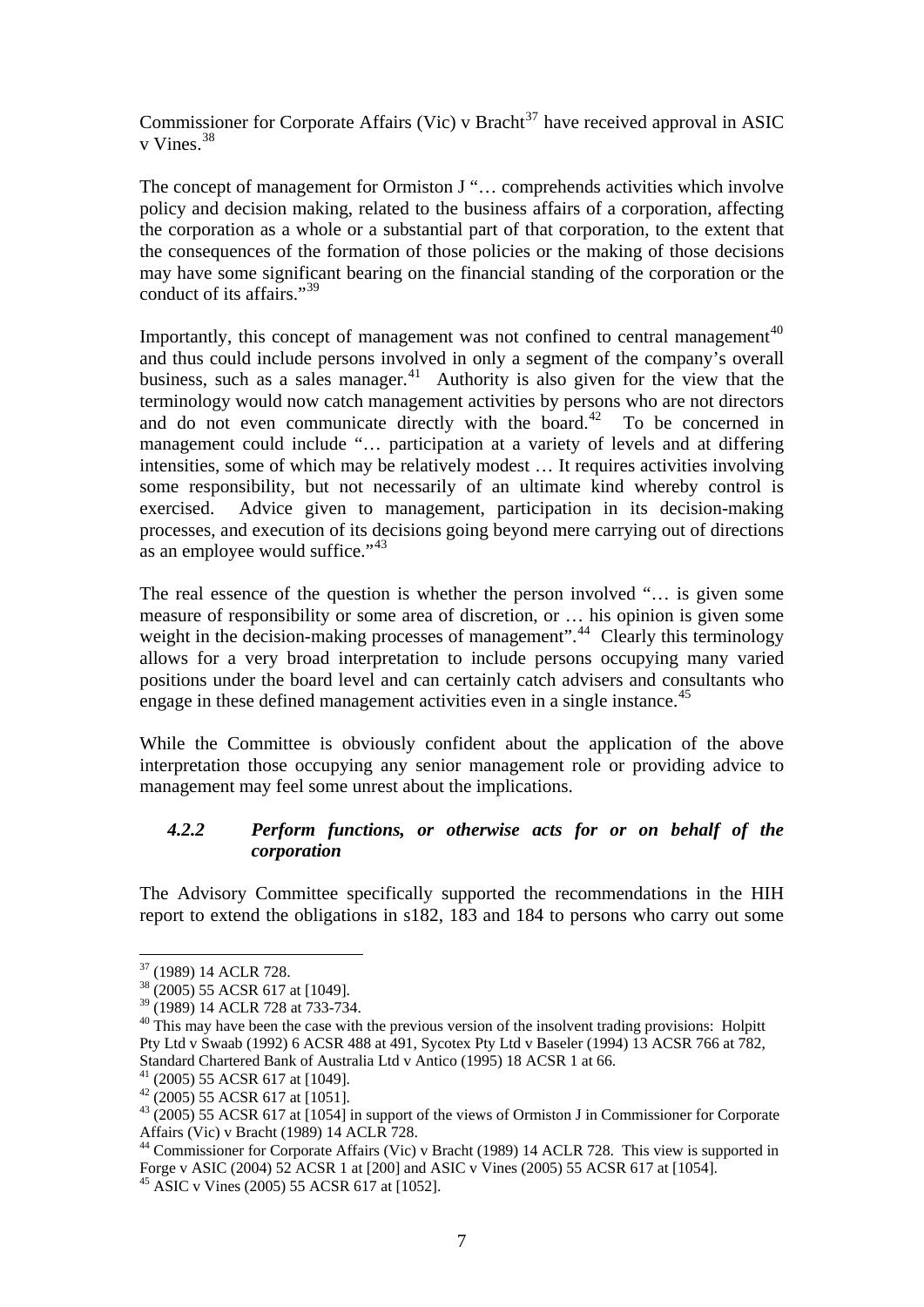Commissioner for Corporate Affairs (Vic) v Bracht[37] have received approval in ASIC v Vines.[38]

The concept of management for Ormiston J "… comprehends activities which involve policy and decision making, related to the business affairs of a corporation, affecting the corporation as a whole or a substantial part of that corporation, to the extent that the consequences of the formation of those policies or the making of those decisions may have some significant bearing on the financial standing of the corporation or the conduct of its affairs."[39]

Importantly, this concept of management was not confined to central management[40] and thus could include persons involved in only a segment of the company's overall business, such as a sales manager.[41] Authority is also given for the view that the terminology would now catch management activities by persons who are not directors and do not even communicate directly with the board.[42] To be concerned in management could include "… participation at a variety of levels and at differing intensities, some of which may be relatively modest … It requires activities involving some responsibility, but not necessarily of an ultimate kind whereby control is exercised. Advice given to management, participation in its decision-making processes, and execution of its decisions going beyond mere carrying out of directions as an employee would suffice."[43]

The real essence of the question is whether the person involved "… is given some measure of responsibility or some area of discretion, or … his opinion is given some weight in the decision-making processes of management".[44] Clearly this terminology allows for a very broad interpretation to include persons occupying many varied positions under the board level and can certainly catch advisers and consultants who engage in these defined management activities even in a single instance.[45]

While the Committee is obviously confident about the application of the above interpretation those occupying any senior management role or providing advice to management may feel some unrest about the implications.

### *4.2.2 Perform functions, or otherwise acts for or on behalf of the corporation*

The Advisory Committee specifically supported the recommendations in the HIH report to extend the obligations in s182, 183 and 184 to persons who carry out some

---

[37] (1989) 14 ACLR 728.

[38] (2005) 55 ACSR 617 at [1049].

[39] (1989) 14 ACLR 728 at 733-734.

[40] This may have been the case with the previous version of the insolvent trading provisions: Holpitt Pty Ltd v Swaab (1992) 6 ACSR 488 at 491, Sycotex Pty Ltd v Baseler (1994) 13 ACSR 766 at 782, Standard Chartered Bank of Australia Ltd v Antico (1995) 18 ACSR 1 at 66.

[41] (2005) 55 ACSR 617 at [1049].

[42] (2005) 55 ACSR 617 at [1051].

[43] (2005) 55 ACSR 617 at [1054] in support of the views of Ormiston J in Commissioner for Corporate Affairs (Vic) v Bracht (1989) 14 ACLR 728.

[44] Commissioner for Corporate Affairs (Vic) v Bracht (1989) 14 ACLR 728. This view is supported in Forge v ASIC (2004) 52 ACSR 1 at [200] and ASIC v Vines (2005) 55 ACSR 617 at [1054].

[45] ASIC v Vines (2005) 55 ACSR 617 at [1052].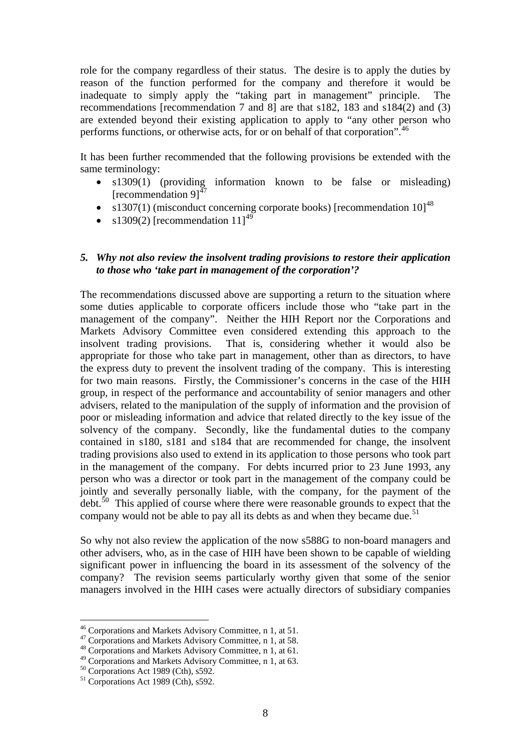role for the company regardless of their status. The desire is to apply the duties by reason of the function performed for the company and therefore it would be inadequate to simply apply the "taking part in management" principle. The recommendations [recommendation 7 and 8] are that s182, 183 and s184(2) and (3) are extended beyond their existing application to apply to "any other person who performs functions, or otherwise acts, for or on behalf of that corporation".[46]

It has been further recommended that the following provisions be extended with the same terminology:

- s1309(1) (providing information known to be false or misleading) [recommendation 9][47]
- s1307(1) (misconduct concerning corporate books) [recommendation 10][48]
- s1309(2) [recommendation 11][49]

### *5. Why not also review the insolvent trading provisions to restore their application to those who 'take part in management of the corporation'?*

The recommendations discussed above are supporting a return to the situation where some duties applicable to corporate officers include those who "take part in the management of the company". Neither the HIH Report nor the Corporations and Markets Advisory Committee even considered extending this approach to the insolvent trading provisions. That is, considering whether it would also be appropriate for those who take part in management, other than as directors, to have the express duty to prevent the insolvent trading of the company. This is interesting for two main reasons. Firstly, the Commissioner's concerns in the case of the HIH group, in respect of the performance and accountability of senior managers and other advisers, related to the manipulation of the supply of information and the provision of poor or misleading information and advice that related directly to the key issue of the solvency of the company. Secondly, like the fundamental duties to the company contained in s180, s181 and s184 that are recommended for change, the insolvent trading provisions also used to extend in its application to those persons who took part in the management of the company. For debts incurred prior to 23 June 1993, any person who was a director or took part in the management of the company could be jointly and severally personally liable, with the company, for the payment of the debt.[50] This applied of course where there were reasonable grounds to expect that the company would not be able to pay all its debts as and when they became due.[51]

So why not also review the application of the now s588G to non-board managers and other advisers, who, as in the case of HIH have been shown to be capable of wielding significant power in influencing the board in its assessment of the solvency of the company? The revision seems particularly worthy given that some of the senior managers involved in the HIH cases were actually directors of subsidiary companies

---

[46] Corporations and Markets Advisory Committee, n 1, at 51.
[47] Corporations and Markets Advisory Committee, n 1, at 58.
[48] Corporations and Markets Advisory Committee, n 1, at 61.
[49] Corporations and Markets Advisory Committee, n 1, at 63.
[50] Corporations Act 1989 (Cth), s592.
[51] Corporations Act 1989 (Cth), s592.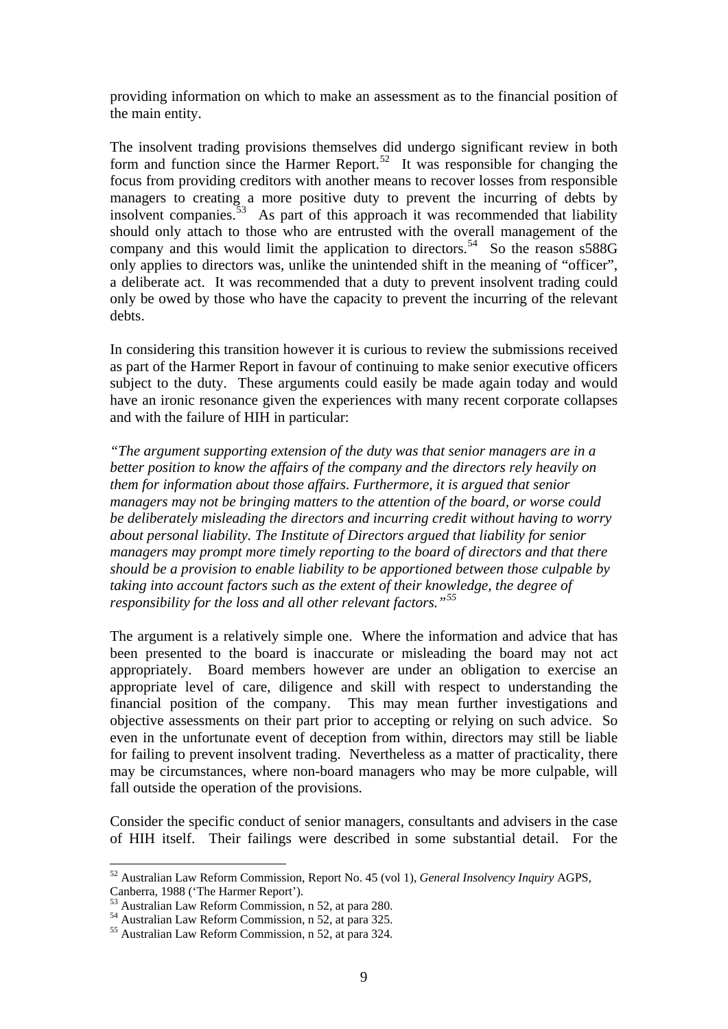providing information on which to make an assessment as to the financial position of the main entity.

The insolvent trading provisions themselves did undergo significant review in both form and function since the Harmer Report.[52] It was responsible for changing the focus from providing creditors with another means to recover losses from responsible managers to creating a more positive duty to prevent the incurring of debts by insolvent companies.[53] As part of this approach it was recommended that liability should only attach to those who are entrusted with the overall management of the company and this would limit the application to directors.[54] So the reason s588G only applies to directors was, unlike the unintended shift in the meaning of "officer", a deliberate act. It was recommended that a duty to prevent insolvent trading could only be owed by those who have the capacity to prevent the incurring of the relevant debts.

In considering this transition however it is curious to review the submissions received as part of the Harmer Report in favour of continuing to make senior executive officers subject to the duty. These arguments could easily be made again today and would have an ironic resonance given the experiences with many recent corporate collapses and with the failure of HIH in particular:

*"The argument supporting extension of the duty was that senior managers are in a better position to know the affairs of the company and the directors rely heavily on them for information about those affairs. Furthermore, it is argued that senior managers may not be bringing matters to the attention of the board, or worse could be deliberately misleading the directors and incurring credit without having to worry about personal liability. The Institute of Directors argued that liability for senior managers may prompt more timely reporting to the board of directors and that there should be a provision to enable liability to be apportioned between those culpable by taking into account factors such as the extent of their knowledge, the degree of responsibility for the loss and all other relevant factors."*[55]

The argument is a relatively simple one. Where the information and advice that has been presented to the board is inaccurate or misleading the board may not act appropriately. Board members however are under an obligation to exercise an appropriate level of care, diligence and skill with respect to understanding the financial position of the company. This may mean further investigations and objective assessments on their part prior to accepting or relying on such advice. So even in the unfortunate event of deception from within, directors may still be liable for failing to prevent insolvent trading. Nevertheless as a matter of practicality, there may be circumstances, where non-board managers who may be more culpable, will fall outside the operation of the provisions.

Consider the specific conduct of senior managers, consultants and advisers in the case of HIH itself. Their failings were described in some substantial detail. For the

---

[52] Australian Law Reform Commission, Report No. 45 (vol 1), *General Insolvency Inquiry* AGPS, Canberra, 1988 ('The Harmer Report').

[53] Australian Law Reform Commission, n 52, at para 280.

[54] Australian Law Reform Commission, n 52, at para 325.

[55] Australian Law Reform Commission, n 52, at para 324.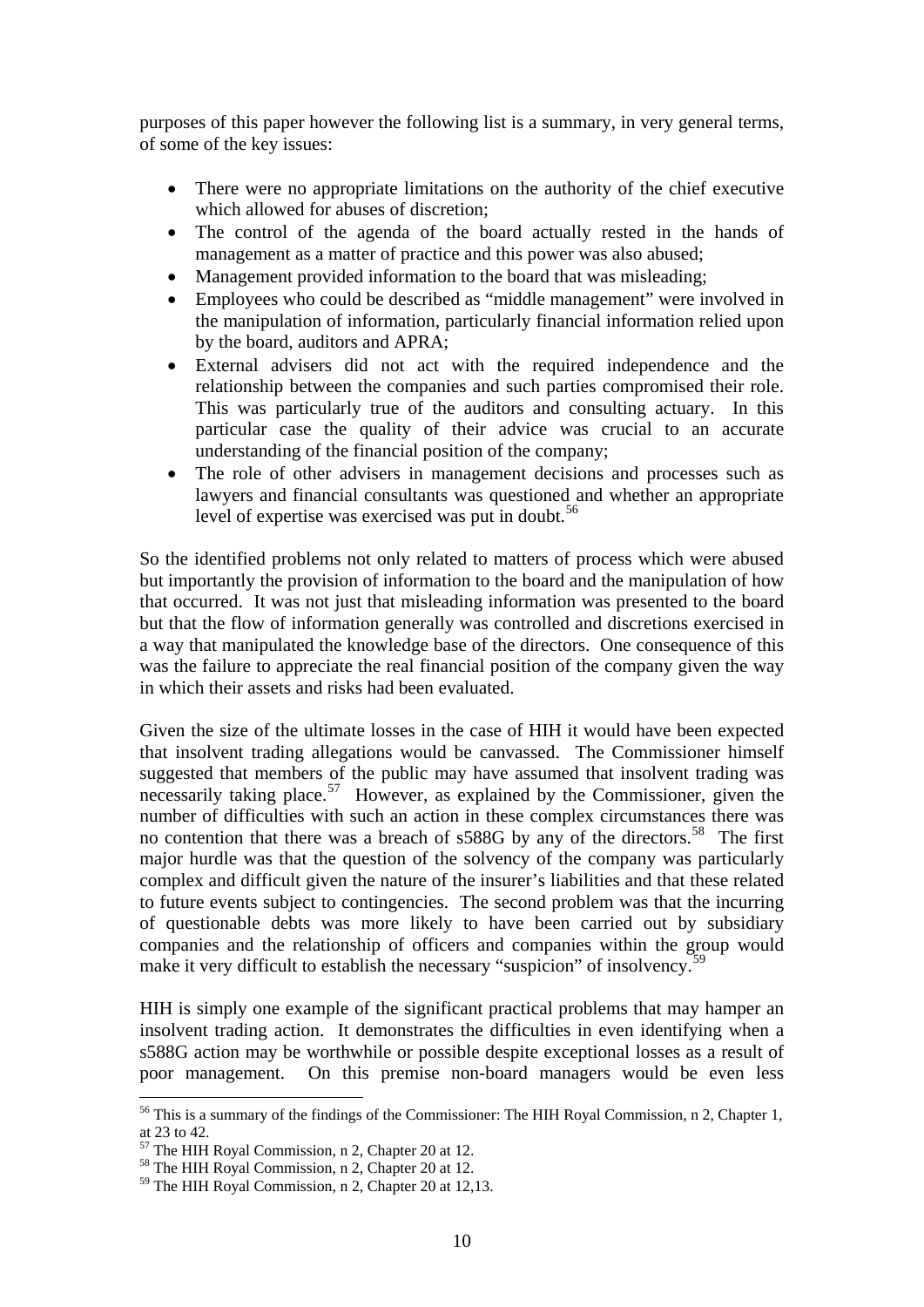purposes of this paper however the following list is a summary, in very general terms, of some of the key issues:

- There were no appropriate limitations on the authority of the chief executive which allowed for abuses of discretion;
- The control of the agenda of the board actually rested in the hands of management as a matter of practice and this power was also abused;
- Management provided information to the board that was misleading;
- Employees who could be described as "middle management" were involved in the manipulation of information, particularly financial information relied upon by the board, auditors and APRA;
- External advisers did not act with the required independence and the relationship between the companies and such parties compromised their role. This was particularly true of the auditors and consulting actuary. In this particular case the quality of their advice was crucial to an accurate understanding of the financial position of the company;
- The role of other advisers in management decisions and processes such as lawyers and financial consultants was questioned and whether an appropriate level of expertise was exercised was put in doubt.[56]

So the identified problems not only related to matters of process which were abused but importantly the provision of information to the board and the manipulation of how that occurred. It was not just that misleading information was presented to the board but that the flow of information generally was controlled and discretions exercised in a way that manipulated the knowledge base of the directors. One consequence of this was the failure to appreciate the real financial position of the company given the way in which their assets and risks had been evaluated.

Given the size of the ultimate losses in the case of HIH it would have been expected that insolvent trading allegations would be canvassed. The Commissioner himself suggested that members of the public may have assumed that insolvent trading was necessarily taking place.[57] However, as explained by the Commissioner, given the number of difficulties with such an action in these complex circumstances there was no contention that there was a breach of s588G by any of the directors.[58] The first major hurdle was that the question of the solvency of the company was particularly complex and difficult given the nature of the insurer's liabilities and that these related to future events subject to contingencies. The second problem was that the incurring of questionable debts was more likely to have been carried out by subsidiary companies and the relationship of officers and companies within the group would make it very difficult to establish the necessary "suspicion" of insolvency.[59]

HIH is simply one example of the significant practical problems that may hamper an insolvent trading action. It demonstrates the difficulties in even identifying when a s588G action may be worthwhile or possible despite exceptional losses as a result of poor management. On this premise non-board managers would be even less

---

[56] This is a summary of the findings of the Commissioner: The HIH Royal Commission, n 2, Chapter 1, at 23 to 42.

[57] The HIH Royal Commission, n 2, Chapter 20 at 12.

[58] The HIH Royal Commission, n 2, Chapter 20 at 12.

[59] The HIH Royal Commission, n 2, Chapter 20 at 12,13.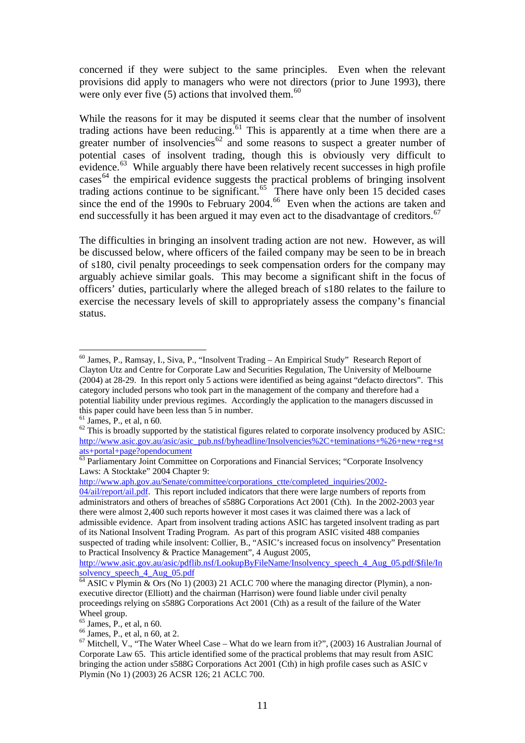concerned if they were subject to the same principles. Even when the relevant provisions did apply to managers who were not directors (prior to June 1993), there were only ever five (5) actions that involved them.[60]

While the reasons for it may be disputed it seems clear that the number of insolvent trading actions have been reducing.[61] This is apparently at a time when there are a greater number of insolvencies[62] and some reasons to suspect a greater number of potential cases of insolvent trading, though this is obviously very difficult to evidence.[63] While arguably there have been relatively recent successes in high profile cases[64] the empirical evidence suggests the practical problems of bringing insolvent trading actions continue to be significant.[65] There have only been 15 decided cases since the end of the 1990s to February 2004.[66] Even when the actions are taken and end successfully it has been argued it may even act to the disadvantage of creditors.[67]

The difficulties in bringing an insolvent trading action are not new. However, as will be discussed below, where officers of the failed company may be seen to be in breach of s180, civil penalty proceedings to seek compensation orders for the company may arguably achieve similar goals. This may become a significant shift in the focus of officers' duties, particularly where the alleged breach of s180 relates to the failure to exercise the necessary levels of skill to appropriately assess the company's financial status.

---

[60] James, P., Ramsay, I., Siva, P., "Insolvent Trading – An Empirical Study" Research Report of Clayton Utz and Centre for Corporate Law and Securities Regulation, The University of Melbourne (2004) at 28-29. In this report only 5 actions were identified as being against "defacto directors". This category included persons who took part in the management of the company and therefore had a potential liability under previous regimes. Accordingly the application to the managers discussed in this paper could have been less than 5 in number.

[61] James, P., et al, n 60.

[62] This is broadly supported by the statistical figures related to corporate insolvency produced by ASIC: http://www.asic.gov.au/asic/asic_pub.nsf/byheadline/Insolvencies%2C+teminations+%26+new+reg+stats+portal+page?opendocument

[63] Parliamentary Joint Committee on Corporations and Financial Services; "Corporate Insolvency Laws: A Stocktake" 2004 Chapter 9: http://www.aph.gov.au/Senate/committee/corporations_ctte/completed_inquiries/2002-04/ail/report/ail.pdf. This report included indicators that there were large numbers of reports from administrators and others of breaches of s588G Corporations Act 2001 (Cth). In the 2002-2003 year there were almost 2,400 such reports however it most cases it was claimed there was a lack of admissible evidence. Apart from insolvent trading actions ASIC has targeted insolvent trading as part of its National Insolvent Trading Program. As part of this program ASIC visited 488 companies suspected of trading while insolvent: Collier, B., "ASIC's increased focus on insolvency" Presentation to Practical Insolvency & Practice Management", 4 August 2005, http://www.asic.gov.au/asic/pdflib.nsf/LookupByFileName/Insolvency_speech_4_Aug_05.pdf/$file/Insolvency_speech_4_Aug_05.pdf

[64] ASIC v Plymin & Ors (No 1) (2003) 21 ACLC 700 where the managing director (Plymin), a non-executive director (Elliott) and the chairman (Harrison) were found liable under civil penalty proceedings relying on s588G Corporations Act 2001 (Cth) as a result of the failure of the Water Wheel group.

[65] James, P., et al, n 60.

[66] James, P., et al, n 60, at 2.

[67] Mitchell, V., "The Water Wheel Case – What do we learn from it?", (2003) 16 Australian Journal of Corporate Law 65. This article identified some of the practical problems that may result from ASIC bringing the action under s588G Corporations Act 2001 (Cth) in high profile cases such as ASIC v Plymin (No 1) (2003) 26 ACSR 126; 21 ACLC 700.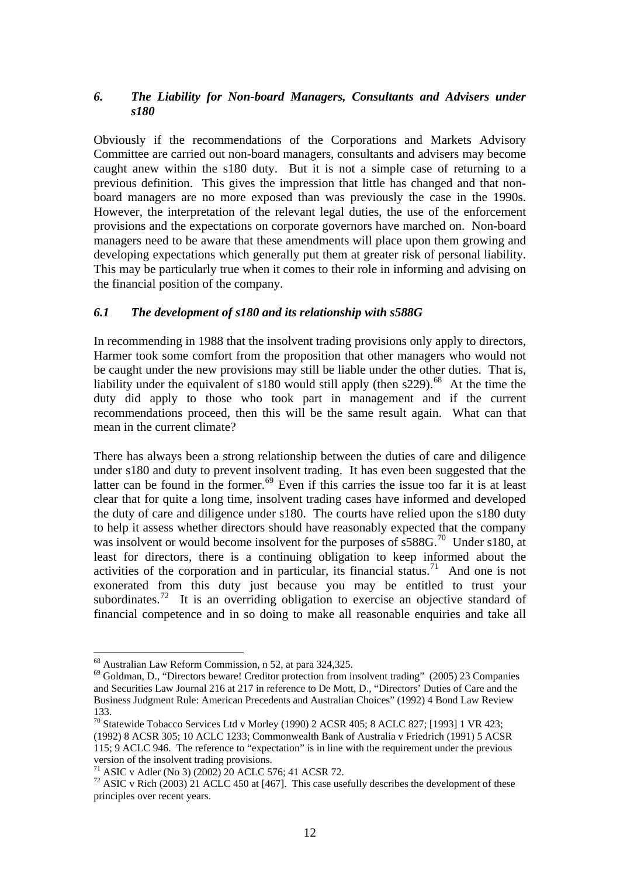### *6. The Liability for Non-board Managers, Consultants and Advisers under s180*

Obviously if the recommendations of the Corporations and Markets Advisory Committee are carried out non-board managers, consultants and advisers may become caught anew within the s180 duty. But it is not a simple case of returning to a previous definition. This gives the impression that little has changed and that non-board managers are no more exposed than was previously the case in the 1990s. However, the interpretation of the relevant legal duties, the use of the enforcement provisions and the expectations on corporate governors have marched on. Non-board managers need to be aware that these amendments will place upon them growing and developing expectations which generally put them at greater risk of personal liability. This may be particularly true when it comes to their role in informing and advising on the financial position of the company.

#### *6.1 The development of s180 and its relationship with s588G*

In recommending in 1988 that the insolvent trading provisions only apply to directors, Harmer took some comfort from the proposition that other managers who would not be caught under the new provisions may still be liable under the other duties. That is, liability under the equivalent of s180 would still apply (then s229).[68] At the time the duty did apply to those who took part in management and if the current recommendations proceed, then this will be the same result again. What can that mean in the current climate?

There has always been a strong relationship between the duties of care and diligence under s180 and duty to prevent insolvent trading. It has even been suggested that the latter can be found in the former.[69] Even if this carries the issue too far it is at least clear that for quite a long time, insolvent trading cases have informed and developed the duty of care and diligence under s180. The courts have relied upon the s180 duty to help it assess whether directors should have reasonably expected that the company was insolvent or would become insolvent for the purposes of s588G.[70] Under s180, at least for directors, there is a continuing obligation to keep informed about the activities of the corporation and in particular, its financial status.[71] And one is not exonerated from this duty just because you may be entitled to trust your subordinates.[72] It is an overriding obligation to exercise an objective standard of financial competence and in so doing to make all reasonable enquiries and take all

---

[68] Australian Law Reform Commission, n 52, at para 324,325.

[69] Goldman, D., "Directors beware! Creditor protection from insolvent trading" (2005) 23 Companies and Securities Law Journal 216 at 217 in reference to De Mott, D., "Directors' Duties of Care and the Business Judgment Rule: American Precedents and Australian Choices" (1992) 4 Bond Law Review 133.

[70] Statewide Tobacco Services Ltd v Morley (1990) 2 ACSR 405; 8 ACLC 827; [1993] 1 VR 423; (1992) 8 ACSR 305; 10 ACLC 1233; Commonwealth Bank of Australia v Friedrich (1991) 5 ACSR 115; 9 ACLC 946. The reference to "expectation" is in line with the requirement under the previous version of the insolvent trading provisions.

[71] ASIC v Adler (No 3) (2002) 20 ACLC 576; 41 ACSR 72.

[72] ASIC v Rich (2003) 21 ACLC 450 at [467]. This case usefully describes the development of these principles over recent years.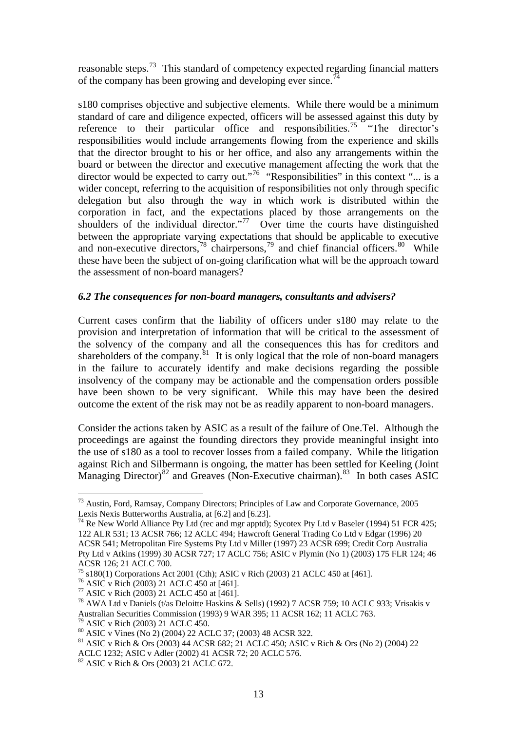reasonable steps.[73] This standard of competency expected regarding financial matters of the company has been growing and developing ever since.[74]

s180 comprises objective and subjective elements. While there would be a minimum standard of care and diligence expected, officers will be assessed against this duty by reference to their particular office and responsibilities.[75] "The director's responsibilities would include arrangements flowing from the experience and skills that the director brought to his or her office, and also any arrangements within the board or between the director and executive management affecting the work that the director would be expected to carry out."[76] "Responsibilities" in this context "... is a wider concept, referring to the acquisition of responsibilities not only through specific delegation but also through the way in which work is distributed within the corporation in fact, and the expectations placed by those arrangements on the shoulders of the individual director."[77] Over time the courts have distinguished between the appropriate varying expectations that should be applicable to executive and non-executive directors,[78] chairpersons,[79] and chief financial officers.[80] While these have been the subject of on-going clarification what will be the approach toward the assessment of non-board managers?

### *6.2 The consequences for non-board managers, consultants and advisers?*

Current cases confirm that the liability of officers under s180 may relate to the provision and interpretation of information that will be critical to the assessment of the solvency of the company and all the consequences this has for creditors and shareholders of the company.[81] It is only logical that the role of non-board managers in the failure to accurately identify and make decisions regarding the possible insolvency of the company may be actionable and the compensation orders possible have been shown to be very significant. While this may have been the desired outcome the extent of the risk may not be as readily apparent to non-board managers.

Consider the actions taken by ASIC as a result of the failure of One.Tel. Although the proceedings are against the founding directors they provide meaningful insight into the use of s180 as a tool to recover losses from a failed company. While the litigation against Rich and Silbermann is ongoing, the matter has been settled for Keeling (Joint Managing Director)[82] and Greaves (Non-Executive chairman).[83] In both cases ASIC

---

[73] Austin, Ford, Ramsay, Company Directors; Principles of Law and Corporate Governance, 2005 Lexis Nexis Butterworths Australia, at [6.2] and [6.23].

[74] Re New World Alliance Pty Ltd (rec and mgr apptd); Sycotex Pty Ltd v Baseler (1994) 51 FCR 425; 122 ALR 531; 13 ACSR 766; 12 ACLC 494; Hawcroft General Trading Co Ltd v Edgar (1996) 20 ACSR 541; Metropolitan Fire Systems Pty Ltd v Miller (1997) 23 ACSR 699; Credit Corp Australia Pty Ltd v Atkins (1999) 30 ACSR 727; 17 ACLC 756; ASIC v Plymin (No 1) (2003) 175 FLR 124; 46 ACSR 126; 21 ACLC 700.

[75] s180(1) Corporations Act 2001 (Cth); ASIC v Rich (2003) 21 ACLC 450 at [461].

[76] ASIC v Rich (2003) 21 ACLC 450 at [461].

[77] ASIC v Rich (2003) 21 ACLC 450 at [461].

[78] AWA Ltd v Daniels (t/as Deloitte Haskins & Sells) (1992) 7 ACSR 759; 10 ACLC 933; Vrisakis v Australian Securities Commission (1993) 9 WAR 395; 11 ACSR 162; 11 ACLC 763.

[79] ASIC v Rich (2003) 21 ACLC 450.

[80] ASIC v Vines (No 2) (2004) 22 ACLC 37; (2003) 48 ACSR 322.

[81] ASIC v Rich & Ors (2003) 44 ACSR 682; 21 ACLC 450; ASIC v Rich & Ors (No 2) (2004) 22 ACLC 1232; ASIC v Adler (2002) 41 ACSR 72; 20 ACLC 576.

[82] ASIC v Rich & Ors (2003) 21 ACLC 672.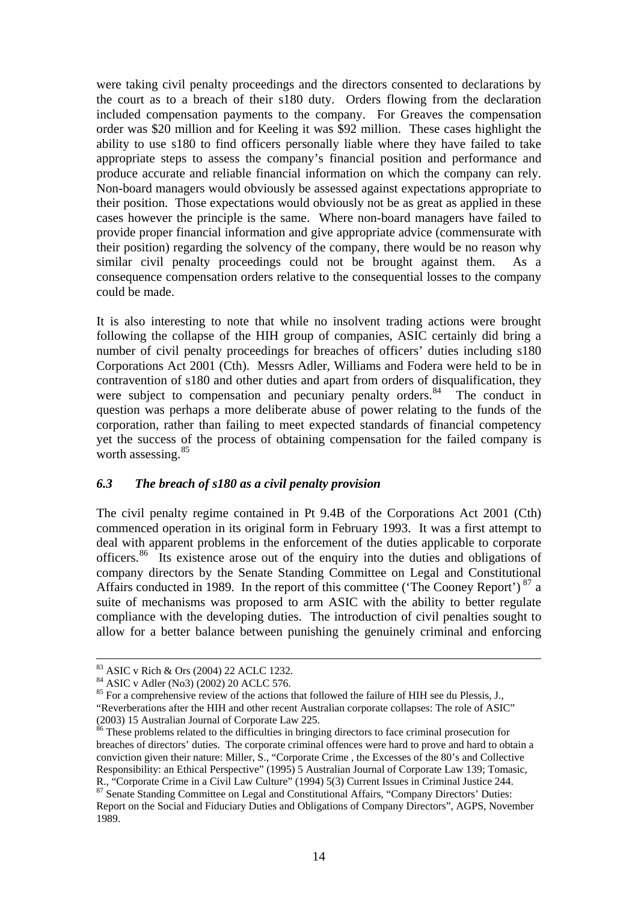were taking civil penalty proceedings and the directors consented to declarations by the court as to a breach of their s180 duty. Orders flowing from the declaration included compensation payments to the company. For Greaves the compensation order was $20 million and for Keeling it was $92 million. These cases highlight the ability to use s180 to find officers personally liable where they have failed to take appropriate steps to assess the company's financial position and performance and produce accurate and reliable financial information on which the company can rely. Non-board managers would obviously be assessed against expectations appropriate to their position. Those expectations would obviously not be as great as applied in these cases however the principle is the same. Where non-board managers have failed to provide proper financial information and give appropriate advice (commensurate with their position) regarding the solvency of the company, there would be no reason why similar civil penalty proceedings could not be brought against them. As a consequence compensation orders relative to the consequential losses to the company could be made.

It is also interesting to note that while no insolvent trading actions were brought following the collapse of the HIH group of companies, ASIC certainly did bring a number of civil penalty proceedings for breaches of officers' duties including s180 Corporations Act 2001 (Cth). Messrs Adler, Williams and Fodera were held to be in contravention of s180 and other duties and apart from orders of disqualification, they were subject to compensation and pecuniary penalty orders.[84] The conduct in question was perhaps a more deliberate abuse of power relating to the funds of the corporation, rather than failing to meet expected standards of financial competency yet the success of the process of obtaining compensation for the failed company is worth assessing.[85]

### *6.3 The breach of s180 as a civil penalty provision*

The civil penalty regime contained in Pt 9.4B of the Corporations Act 2001 (Cth) commenced operation in its original form in February 1993. It was a first attempt to deal with apparent problems in the enforcement of the duties applicable to corporate officers.[86] Its existence arose out of the enquiry into the duties and obligations of company directors by the Senate Standing Committee on Legal and Constitutional Affairs conducted in 1989. In the report of this committee ('The Cooney Report')[87] a suite of mechanisms was proposed to arm ASIC with the ability to better regulate compliance with the developing duties. The introduction of civil penalties sought to allow for a better balance between punishing the genuinely criminal and enforcing

---

[83] ASIC v Rich & Ors (2004) 22 ACLC 1232.

[84] ASIC v Adler (No3) (2002) 20 ACLC 576.

[85] For a comprehensive review of the actions that followed the failure of HIH see du Plessis, J., "Reverberations after the HIH and other recent Australian corporate collapses: The role of ASIC" (2003) 15 Australian Journal of Corporate Law 225.

[86] These problems related to the difficulties in bringing directors to face criminal prosecution for breaches of directors' duties. The corporate criminal offences were hard to prove and hard to obtain a conviction given their nature: Miller, S., "Corporate Crime , the Excesses of the 80's and Collective Responsibility: an Ethical Perspective" (1995) 5 Australian Journal of Corporate Law 139; Tomasic, R., "Corporate Crime in a Civil Law Culture" (1994) 5(3) Current Issues in Criminal Justice 244.

[87] Senate Standing Committee on Legal and Constitutional Affairs, "Company Directors' Duties: Report on the Social and Fiduciary Duties and Obligations of Company Directors", AGPS, November 1989.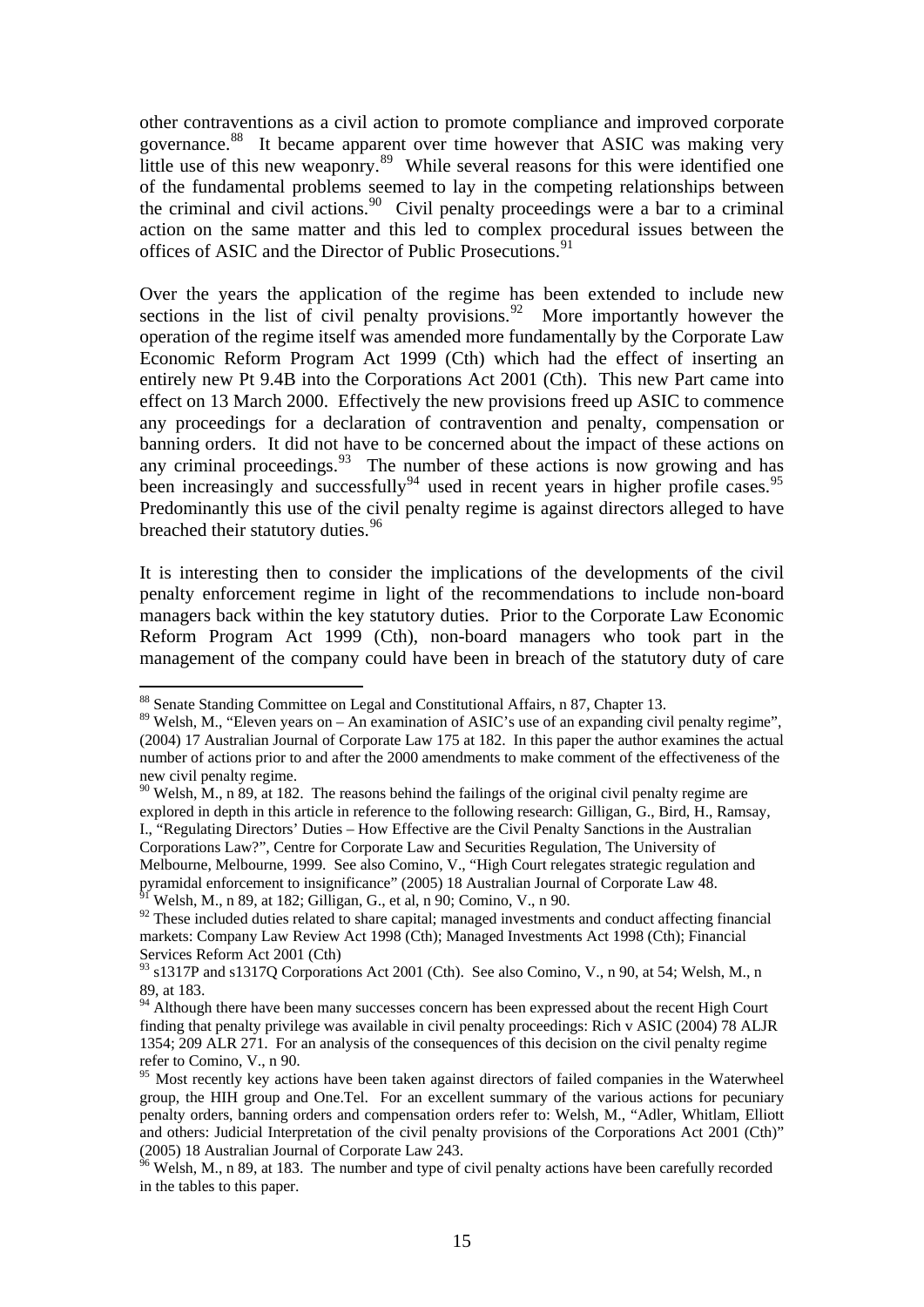other contraventions as a civil action to promote compliance and improved corporate governance.[88] It became apparent over time however that ASIC was making very little use of this new weaponry.[89] While several reasons for this were identified one of the fundamental problems seemed to lay in the competing relationships between the criminal and civil actions.[90] Civil penalty proceedings were a bar to a criminal action on the same matter and this led to complex procedural issues between the offices of ASIC and the Director of Public Prosecutions.[91]

Over the years the application of the regime has been extended to include new sections in the list of civil penalty provisions.[92] More importantly however the operation of the regime itself was amended more fundamentally by the Corporate Law Economic Reform Program Act 1999 (Cth) which had the effect of inserting an entirely new Pt 9.4B into the Corporations Act 2001 (Cth). This new Part came into effect on 13 March 2000. Effectively the new provisions freed up ASIC to commence any proceedings for a declaration of contravention and penalty, compensation or banning orders. It did not have to be concerned about the impact of these actions on any criminal proceedings.[93] The number of these actions is now growing and has been increasingly and successfully[94] used in recent years in higher profile cases.[95] Predominantly this use of the civil penalty regime is against directors alleged to have breached their statutory duties.[96]

It is interesting then to consider the implications of the developments of the civil penalty enforcement regime in light of the recommendations to include non-board managers back within the key statutory duties. Prior to the Corporate Law Economic Reform Program Act 1999 (Cth), non-board managers who took part in the management of the company could have been in breach of the statutory duty of care

---

[88] Senate Standing Committee on Legal and Constitutional Affairs, n 87, Chapter 13.

[89] Welsh, M., "Eleven years on – An examination of ASIC's use of an expanding civil penalty regime", (2004) 17 Australian Journal of Corporate Law 175 at 182. In this paper the author examines the actual number of actions prior to and after the 2000 amendments to make comment of the effectiveness of the new civil penalty regime.

[90] Welsh, M., n 89, at 182. The reasons behind the failings of the original civil penalty regime are explored in depth in this article in reference to the following research: Gilligan, G., Bird, H., Ramsay, I., "Regulating Directors' Duties – How Effective are the Civil Penalty Sanctions in the Australian Corporations Law?", Centre for Corporate Law and Securities Regulation, The University of Melbourne, Melbourne, 1999. See also Comino, V., "High Court relegates strategic regulation and pyramidal enforcement to insignificance" (2005) 18 Australian Journal of Corporate Law 48.

[91] Welsh, M., n 89, at 182; Gilligan, G., et al, n 90; Comino, V., n 90.

[92] These included duties related to share capital; managed investments and conduct affecting financial markets: Company Law Review Act 1998 (Cth); Managed Investments Act 1998 (Cth); Financial Services Reform Act 2001 (Cth)

[93] s1317P and s1317Q Corporations Act 2001 (Cth). See also Comino, V., n 90, at 54; Welsh, M., n 89, at 183.

[94] Although there have been many successes concern has been expressed about the recent High Court finding that penalty privilege was available in civil penalty proceedings: Rich v ASIC (2004) 78 ALJR 1354; 209 ALR 271. For an analysis of the consequences of this decision on the civil penalty regime refer to Comino, V., n 90.

[95] Most recently key actions have been taken against directors of failed companies in the Waterwheel group, the HIH group and One.Tel. For an excellent summary of the various actions for pecuniary penalty orders, banning orders and compensation orders refer to: Welsh, M., "Adler, Whitlam, Elliott and others: Judicial Interpretation of the civil penalty provisions of the Corporations Act 2001 (Cth)" (2005) 18 Australian Journal of Corporate Law 243.

[96] Welsh, M., n 89, at 183. The number and type of civil penalty actions have been carefully recorded in the tables to this paper.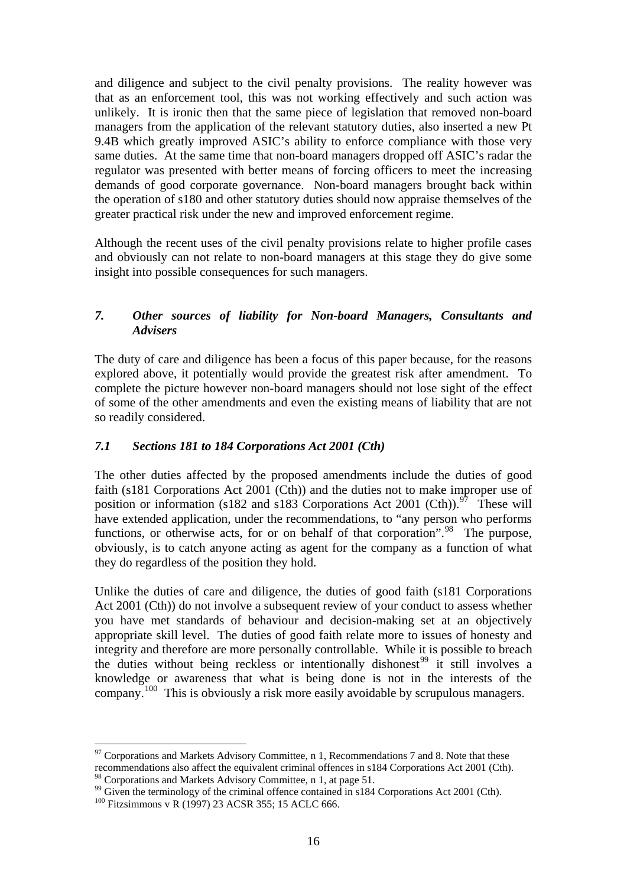and diligence and subject to the civil penalty provisions. The reality however was that as an enforcement tool, this was not working effectively and such action was unlikely. It is ironic then that the same piece of legislation that removed non-board managers from the application of the relevant statutory duties, also inserted a new Pt 9.4B which greatly improved ASIC's ability to enforce compliance with those very same duties. At the same time that non-board managers dropped off ASIC's radar the regulator was presented with better means of forcing officers to meet the increasing demands of good corporate governance. Non-board managers brought back within the operation of s180 and other statutory duties should now appraise themselves of the greater practical risk under the new and improved enforcement regime.

Although the recent uses of the civil penalty provisions relate to higher profile cases and obviously can not relate to non-board managers at this stage they do give some insight into possible consequences for such managers.

## *7. Other sources of liability for Non-board Managers, Consultants and Advisers*

The duty of care and diligence has been a focus of this paper because, for the reasons explored above, it potentially would provide the greatest risk after amendment. To complete the picture however non-board managers should not lose sight of the effect of some of the other amendments and even the existing means of liability that are not so readily considered.

### *7.1 Sections 181 to 184 Corporations Act 2001 (Cth)*

The other duties affected by the proposed amendments include the duties of good faith (s181 Corporations Act 2001 (Cth)) and the duties not to make improper use of position or information (s182 and s183 Corporations Act 2001 (Cth)).[97] These will have extended application, under the recommendations, to "any person who performs functions, or otherwise acts, for or on behalf of that corporation".[98] The purpose, obviously, is to catch anyone acting as agent for the company as a function of what they do regardless of the position they hold.

Unlike the duties of care and diligence, the duties of good faith (s181 Corporations Act 2001 (Cth)) do not involve a subsequent review of your conduct to assess whether you have met standards of behaviour and decision-making set at an objectively appropriate skill level. The duties of good faith relate more to issues of honesty and integrity and therefore are more personally controllable. While it is possible to breach the duties without being reckless or intentionally dishonest[99] it still involves a knowledge or awareness that what is being done is not in the interests of the company.[100] This is obviously a risk more easily avoidable by scrupulous managers.

---

[97] Corporations and Markets Advisory Committee, n 1, Recommendations 7 and 8. Note that these recommendations also affect the equivalent criminal offences in s184 Corporations Act 2001 (Cth).
[98] Corporations and Markets Advisory Committee, n 1, at page 51.
[99] Given the terminology of the criminal offence contained in s184 Corporations Act 2001 (Cth).
[100] Fitzsimmons v R (1997) 23 ACSR 355; 15 ACLC 666.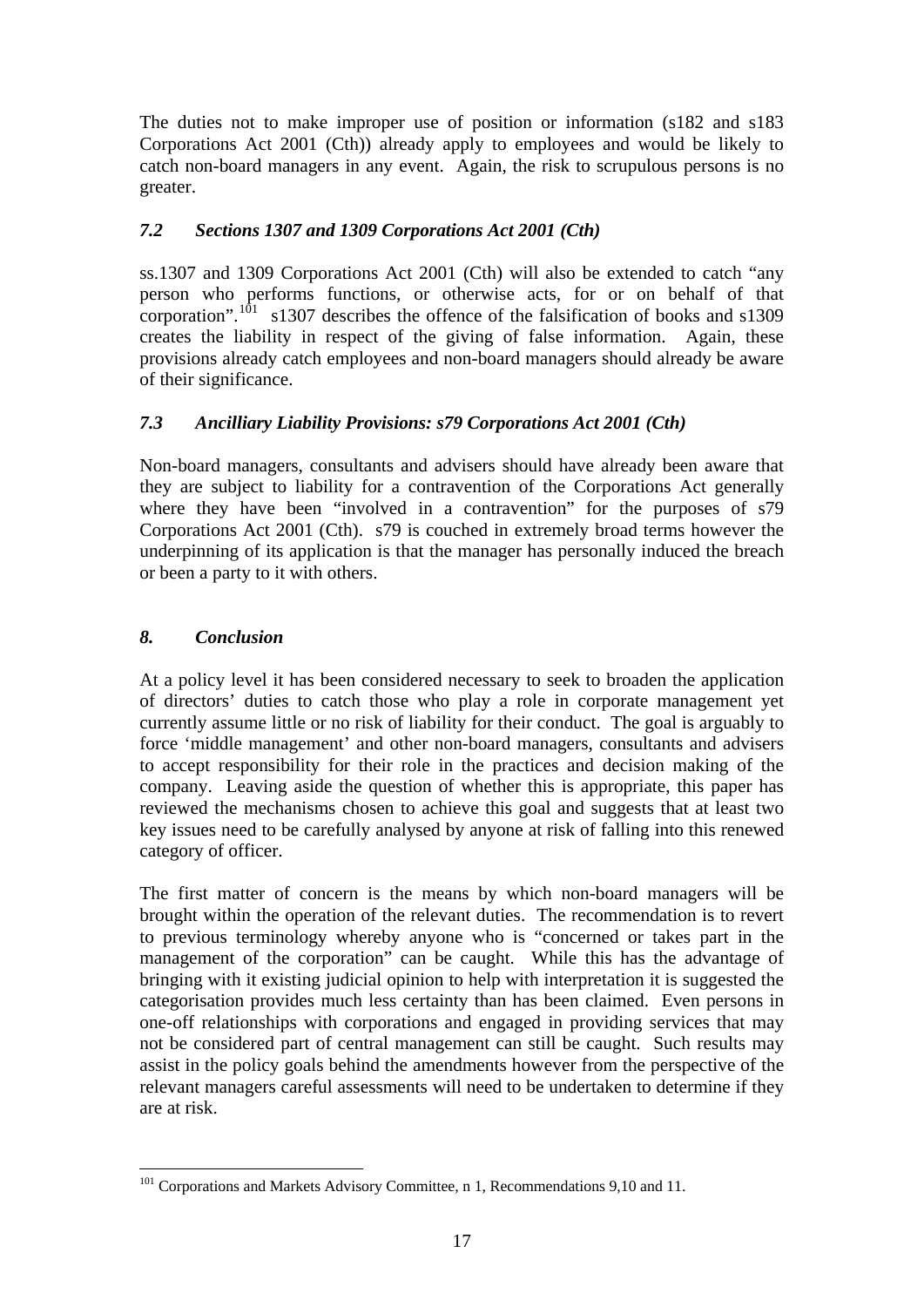The duties not to make improper use of position or information (s182 and s183 Corporations Act 2001 (Cth)) already apply to employees and would be likely to catch non-board managers in any event. Again, the risk to scrupulous persons is no greater.

### *7.2 Sections 1307 and 1309 Corporations Act 2001 (Cth)*

ss.1307 and 1309 Corporations Act 2001 (Cth) will also be extended to catch "any person who performs functions, or otherwise acts, for or on behalf of that corporation".[101] s1307 describes the offence of the falsification of books and s1309 creates the liability in respect of the giving of false information. Again, these provisions already catch employees and non-board managers should already be aware of their significance.

### *7.3 Ancilliary Liability Provisions: s79 Corporations Act 2001 (Cth)*

Non-board managers, consultants and advisers should have already been aware that they are subject to liability for a contravention of the Corporations Act generally where they have been "involved in a contravention" for the purposes of s79 Corporations Act 2001 (Cth). s79 is couched in extremely broad terms however the underpinning of its application is that the manager has personally induced the breach or been a party to it with others.

## *8. Conclusion*

At a policy level it has been considered necessary to seek to broaden the application of directors' duties to catch those who play a role in corporate management yet currently assume little or no risk of liability for their conduct. The goal is arguably to force 'middle management' and other non-board managers, consultants and advisers to accept responsibility for their role in the practices and decision making of the company. Leaving aside the question of whether this is appropriate, this paper has reviewed the mechanisms chosen to achieve this goal and suggests that at least two key issues need to be carefully analysed by anyone at risk of falling into this renewed category of officer.

The first matter of concern is the means by which non-board managers will be brought within the operation of the relevant duties. The recommendation is to revert to previous terminology whereby anyone who is "concerned or takes part in the management of the corporation" can be caught. While this has the advantage of bringing with it existing judicial opinion to help with interpretation it is suggested the categorisation provides much less certainty than has been claimed. Even persons in one-off relationships with corporations and engaged in providing services that may not be considered part of central management can still be caught. Such results may assist in the policy goals behind the amendments however from the perspective of the relevant managers careful assessments will need to be undertaken to determine if they are at risk.

---

[101] Corporations and Markets Advisory Committee, n 1, Recommendations 9,10 and 11.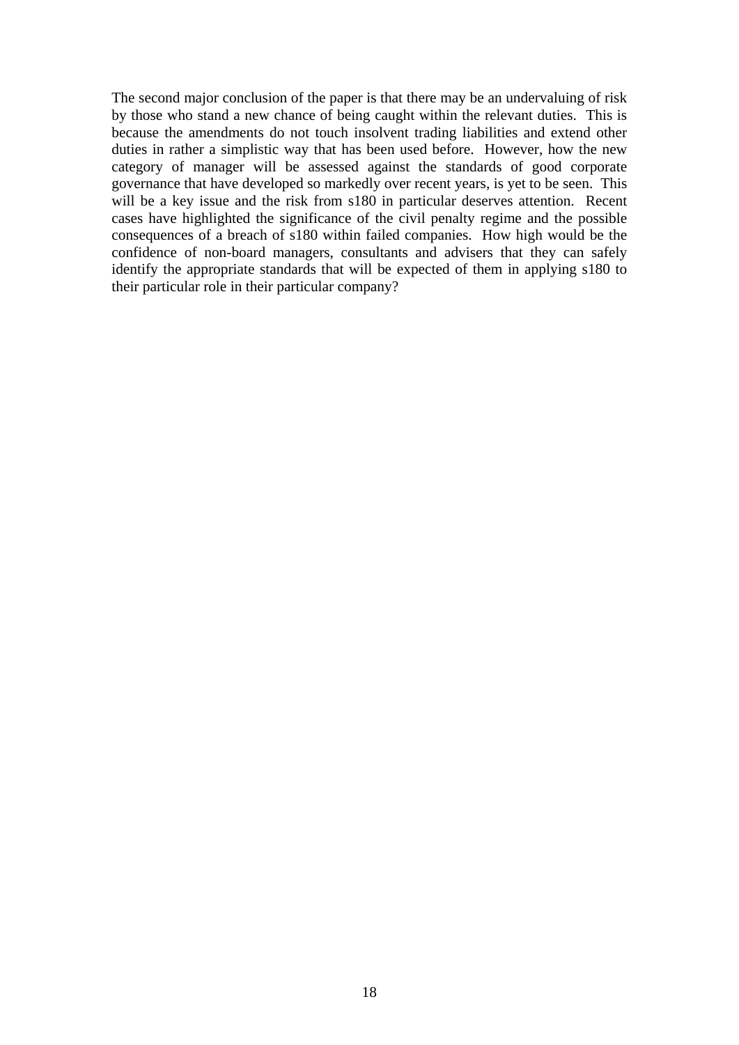The second major conclusion of the paper is that there may be an undervaluing of risk by those who stand a new chance of being caught within the relevant duties. This is because the amendments do not touch insolvent trading liabilities and extend other duties in rather a simplistic way that has been used before. However, how the new category of manager will be assessed against the standards of good corporate governance that have developed so markedly over recent years, is yet to be seen. This will be a key issue and the risk from s180 in particular deserves attention. Recent cases have highlighted the significance of the civil penalty regime and the possible consequences of a breach of s180 within failed companies. How high would be the confidence of non-board managers, consultants and advisers that they can safely identify the appropriate standards that will be expected of them in applying s180 to their particular role in their particular company?